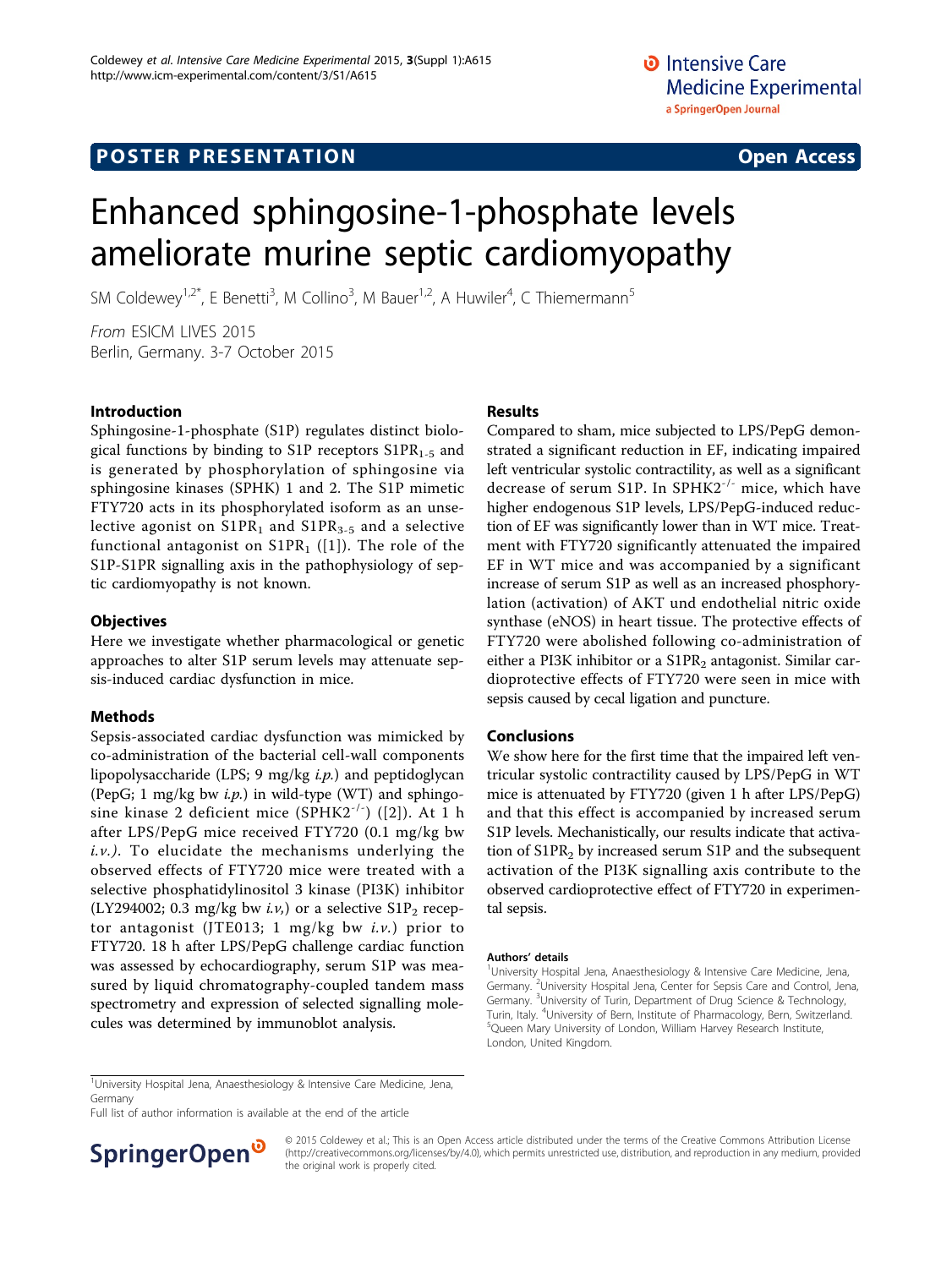POSTER PRESENTATION **Open Access**

# Enhanced sphingosine-1-phosphate levels ameliorate murine septic cardiomyopathy

SM Coldewey[1,2*], E Benetti[3], M Collino[3], M Bauer[1,2], A Huwiler[4], C Thiemermann[5]

*From* ESICM LIVES 2015
Berlin, Germany. 3-7 October 2015

## Introduction

Sphingosine-1-phosphate (S1P) regulates distinct biological functions by binding to S1P receptors $S1PR_{1-5}$ and is generated by phosphorylation of sphingosine via sphingosine kinases (SPHK) 1 and 2. The S1P mimetic FTY720 acts in its phosphorylated isoform as an unselective agonist on $S1PR_1$ and $S1PR_{3-5}$ and a selective functional antagonist on $S1PR_1$ ([1]). The role of the S1P-S1PR signalling axis in the pathophysiology of septic cardiomyopathy is not known.

## Objectives

Here we investigate whether pharmacological or genetic approaches to alter S1P serum levels may attenuate sepsis-induced cardiac dysfunction in mice.

## Methods

Sepsis-associated cardiac dysfunction was mimicked by co-administration of the bacterial cell-wall components lipopolysaccharide (LPS; 9 mg/kg *i.p.*) and peptidoglycan (PepG; 1 mg/kg bw *i.p.*) in wild-type (WT) and sphingosine kinase 2 deficient mice ($SPHK2^{-/-}$) ([2]). At 1 h after LPS/PepG mice received FTY720 (0.1 mg/kg bw *i.v.*). To elucidate the mechanisms underlying the observed effects of FTY720 mice were treated with a selective phosphatidylinositol 3 kinase (PI3K) inhibitor (LY294002; 0.3 mg/kg bw *i.v,*) or a selective $S1P_2$ receptor antagonist (JTE013; 1 mg/kg bw *i.v.*) prior to FTY720. 18 h after LPS/PepG challenge cardiac function was assessed by echocardiography, serum S1P was measured by liquid chromatography-coupled tandem mass spectrometry and expression of selected signalling molecules was determined by immunoblot analysis.

## Results

Compared to sham, mice subjected to LPS/PepG demonstrated a significant reduction in EF, indicating impaired left ventricular systolic contractility, as well as a significant decrease of serum S1P. In $SPHK2^{-/-}$ mice, which have higher endogenous S1P levels, LPS/PepG-induced reduction of EF was significantly lower than in WT mice. Treatment with FTY720 significantly attenuated the impaired EF in WT mice and was accompanied by a significant increase of serum S1P as well as an increased phosphorylation (activation) of AKT und endothelial nitric oxide synthase (eNOS) in heart tissue. The protective effects of FTY720 were abolished following co-administration of either a PI3K inhibitor or a $S1PR_2$ antagonist. Similar cardioprotective effects of FTY720 were seen in mice with sepsis caused by cecal ligation and puncture.

## Conclusions

We show here for the first time that the impaired left ventricular systolic contractility caused by LPS/PepG in WT mice is attenuated by FTY720 (given 1 h after LPS/PepG) and that this effect is accompanied by increased serum S1P levels. Mechanistically, our results indicate that activation of $S1PR_2$ by increased serum S1P and the subsequent activation of the PI3K signalling axis contribute to the observed cardioprotective effect of FTY720 in experimental sepsis.

#### Authors' details

[1]University Hospital Jena, Anaesthesiology & Intensive Care Medicine, Jena, Germany. [2]University Hospital Jena, Center for Sepsis Care and Control, Jena, Germany. [3]University of Turin, Department of Drug Science & Technology, Turin, Italy. [4]University of Bern, Institute of Pharmacology, Bern, Switzerland. [5]Queen Mary University of London, William Harvey Research Institute, London, United Kingdom.

[1]University Hospital Jena, Anaesthesiology & Intensive Care Medicine, Jena, Germany
Full list of author information is available at the end of the article

© 2015 Coldewey et al.; This is an Open Access article distributed under the terms of the Creative Commons Attribution License (http://creativecommons.org/licenses/by/4.0), which permits unrestricted use, distribution, and reproduction in any medium, provided the original work is properly cited.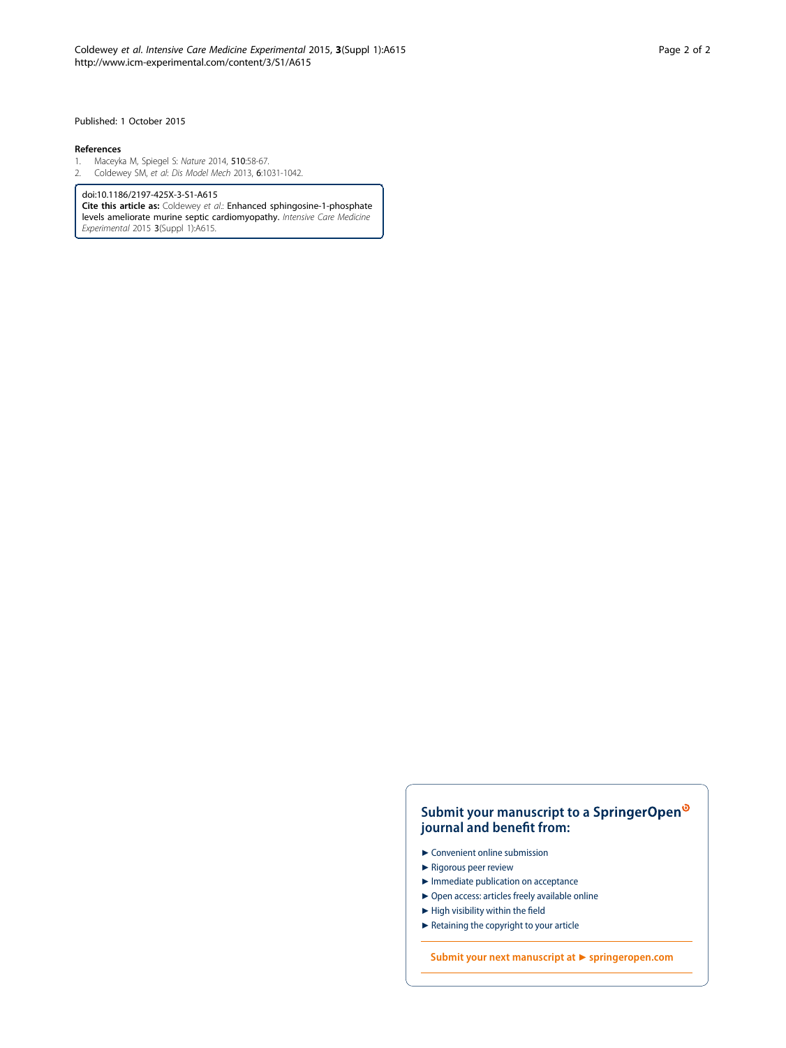Published: 1 October 2015

**References**

1. Maceyka M, Spiegel S: *Nature* 2014, **510**:58-67.
2. Coldewey SM, *et al*: *Dis Model Mech* 2013, **6**:1031-1042.

doi:10.1186/2197-425X-3-S1-A615
**Cite this article as:** Coldewey *et al.*: Enhanced sphingosine-1-phosphate levels ameliorate murine septic cardiomyopathy. *Intensive Care Medicine Experimental* 2015 **3**(Suppl 1):A615.

**Submit your manuscript to a SpringerOpen journal and benefit from:**

- ► Convenient online submission
- ► Rigorous peer review
- ► Immediate publication on acceptance
- ► Open access: articles freely available online
- ► High visibility within the field
- ► Retaining the copyright to your article

**Submit your next manuscript at ► springeropen.com**